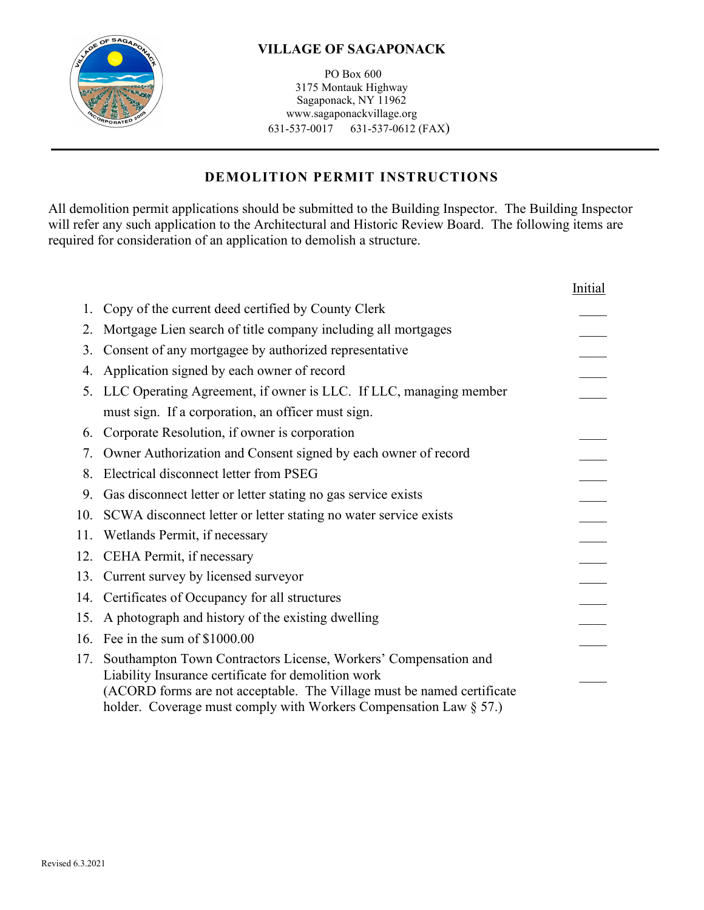**VILLAGE OF SAGAPONACK**

PO Box 600
3175 Montauk Highway
Sagaponack, NY 11962
www.sagaponackvillage.org
631-537-0017 631-537-0612 (FAX)

---

## DEMOLITION PERMIT INSTRUCTIONS

All demolition permit applications should be submitted to the Building Inspector. The Building Inspector will refer any such application to the Architectural and Historic Review Board. The following items are required for consideration of an application to demolish a structure.

| | Item | Initial |
|---|---|---|
| 1. | Copy of the current deed certified by County Clerk | ____ |
| 2. | Mortgage Lien search of title company including all mortgages | ____ |
| 3. | Consent of any mortgagee by authorized representative | ____ |
| 4. | Application signed by each owner of record | ____ |
| 5. | LLC Operating Agreement, if owner is LLC. If LLC, managing member must sign. If a corporation, an officer must sign. | ____ |
| 6. | Corporate Resolution, if owner is corporation | ____ |
| 7. | Owner Authorization and Consent signed by each owner of record | ____ |
| 8. | Electrical disconnect letter from PSEG | ____ |
| 9. | Gas disconnect letter or letter stating no gas service exists | ____ |
| 10. | SCWA disconnect letter or letter stating no water service exists | ____ |
| 11. | Wetlands Permit, if necessary | ____ |
| 12. | CEHA Permit, if necessary | ____ |
| 13. | Current survey by licensed surveyor | ____ |
| 14. | Certificates of Occupancy for all structures | ____ |
| 15. | A photograph and history of the existing dwelling | ____ |
| 16. | Fee in the sum of $1000.00 | ____ |
| 17. | Southampton Town Contractors License, Workers' Compensation and Liability Insurance certificate for demolition work (ACORD forms are not acceptable. The Village must be named certificate holder. Coverage must comply with Workers Compensation Law § 57.) | ____ |

Revised 6.3.2021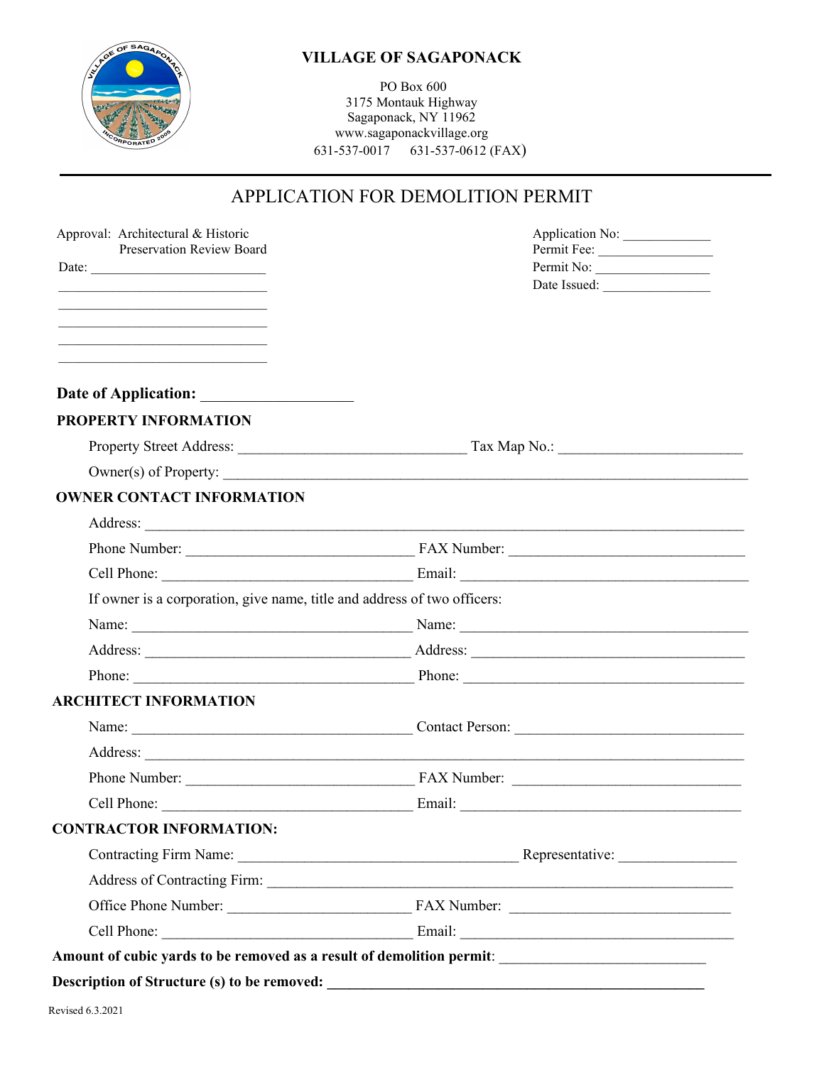# VILLAGE OF SAGAPONACK

PO Box 600
3175 Montauk Highway
Sagaponack, NY 11962
www.sagaponackvillage.org
631-537-0017 631-537-0612 (FAX)

## APPLICATION FOR DEMOLITION PERMIT

Approval: Architectural & Historic Preservation Review Board
Date: ______________________
______________________
______________________
______________________
______________________
______________________

Application No: ____________
Permit Fee: ________________
Permit No: ________________
Date Issued: _______________

**Date of Application:** ___________________

**PROPERTY INFORMATION**

Property Street Address: ____________________________ Tax Map No.: ______________________

Owner(s) of Property: ____________________________________________________________

**OWNER CONTACT INFORMATION**

Address: ________________________________________________________________

Phone Number: ____________________________ FAX Number: ______________________________

Cell Phone: ________________________________ Email: __________________________________

If owner is a corporation, give name, title and address of two officers:

Name: ____________________________________ Name: __________________________________

Address: __________________________________ Address: ________________________________

Phone: ____________________________________ Phone: __________________________________

**ARCHITECT INFORMATION**

Name: ____________________________________ Contact Person: __________________________

Address: ________________________________________________________________

Phone Number: ____________________________ FAX Number: ____________________________

Cell Phone: ________________________________ Email: __________________________________

**CONTRACTOR INFORMATION:**

Contracting Firm Name: ___________________________________ Representative: _______________

Address of Contracting Firm: _______________________________________________________

Office Phone Number: _______________________ FAX Number: ____________________________

Cell Phone: ________________________________ Email: __________________________________

**Amount of cubic yards to be removed as a result of demolition permit**: ___________________________

**Description of Structure (s) to be removed: ____________________________________________________**

Revised 6.3.2021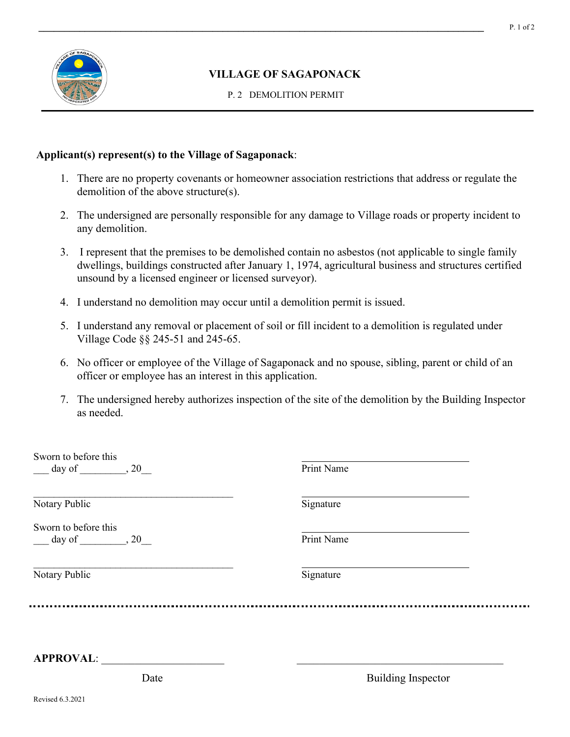# VILLAGE OF SAGAPONACK

P. 2 DEMOLITION PERMIT

**Applicant(s) represent(s) to the Village of Sagaponack**:

1. There are no property covenants or homeowner association restrictions that address or regulate the demolition of the above structure(s).
2. The undersigned are personally responsible for any damage to Village roads or property incident to any demolition.
3. I represent that the premises to be demolished contain no asbestos (not applicable to single family dwellings, buildings constructed after January 1, 1974, agricultural business and structures certified unsound by a licensed engineer or licensed surveyor).
4. I understand no demolition may occur until a demolition permit is issued.
5. I understand any removal or placement of soil or fill incident to a demolition is regulated under Village Code §§ 245-51 and 245-65.
6. No officer or employee of the Village of Sagaponack and no spouse, sibling, parent or child of an officer or employee has an interest in this application.
7. The undersigned hereby authorizes inspection of the site of the demolition by the Building Inspector as needed.

Sworn to before this
___ day of _________, 20__

_______________________________
Notary Public

_______________________________
Print Name

_______________________________
Signature

Sworn to before this
___ day of _________, 20__

_______________________________
Notary Public

_______________________________
Print Name

_______________________________
Signature

---

**APPROVAL**: _______________________ Date

_______________________________ Building Inspector

Revised 6.3.2021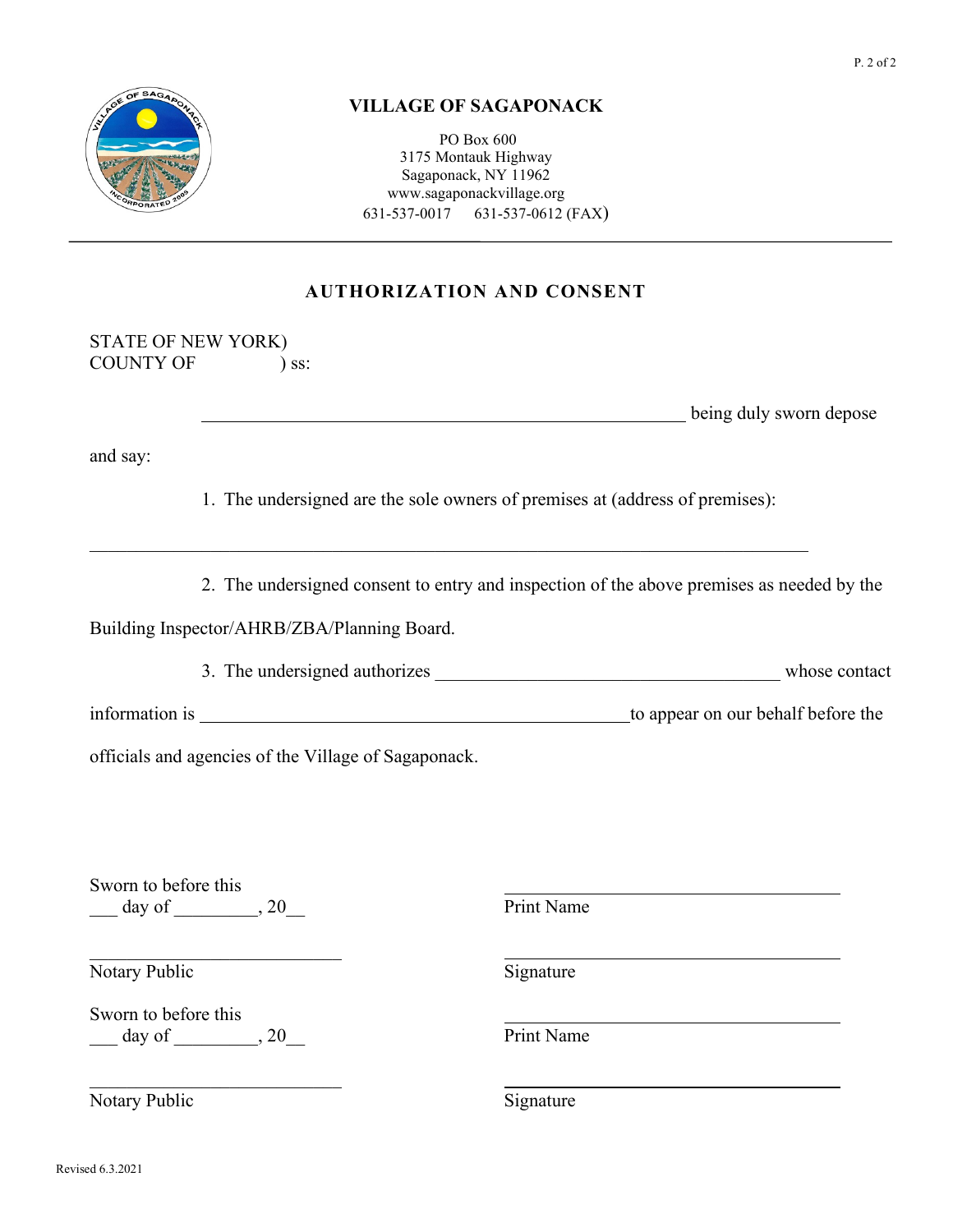# VILLAGE OF SAGAPONACK

PO Box 600
3175 Montauk Highway
Sagaponack, NY 11962
www.sagaponackvillage.org
631-537-0017 631-537-0612 (FAX)

---

## AUTHORIZATION AND CONSENT

STATE OF NEW YORK)
COUNTY OF ) ss:

\_\_\_\_\_\_\_\_\_\_\_\_\_\_\_\_\_\_\_\_\_\_\_\_\_\_\_\_\_\_\_\_\_\_\_\_\_\_\_\_\_\_\_\_\_\_\_\_\_\_\_\_ being duly sworn depose and say:

1. The undersigned are the sole owners of premises at (address of premises):

\_\_\_\_\_\_\_\_\_\_\_\_\_\_\_\_\_\_\_\_\_\_\_\_\_\_\_\_\_\_\_\_\_\_\_\_\_\_\_\_\_\_\_\_\_\_\_\_\_\_\_\_\_\_\_\_\_\_\_\_\_\_\_\_\_\_\_\_\_\_\_\_\_\_\_\_\_\_

2. The undersigned consent to entry and inspection of the above premises as needed by the Building Inspector/AHRB/ZBA/Planning Board.

3. The undersigned authorizes \_\_\_\_\_\_\_\_\_\_\_\_\_\_\_\_\_\_\_\_\_\_\_\_\_\_\_\_\_\_\_\_\_\_\_\_\_\_ whose contact information is \_\_\_\_\_\_\_\_\_\_\_\_\_\_\_\_\_\_\_\_\_\_\_\_\_\_\_\_\_\_\_\_\_\_\_\_\_\_\_\_\_\_\_\_\_\_to appear on our behalf before the officials and agencies of the Village of Sagaponack.

Sworn to before this
\_\_\_ day of \_\_\_\_\_\_\_\_\_, 20\_\_

\_\_\_\_\_\_\_\_\_\_\_\_\_\_\_\_\_\_\_\_\_\_\_\_\_\_\_\_
Notary Public

\_\_\_\_\_\_\_\_\_\_\_\_\_\_\_\_\_\_\_\_\_\_\_\_\_\_\_\_\_\_\_\_\_\_\_\_\_
Print Name

\_\_\_\_\_\_\_\_\_\_\_\_\_\_\_\_\_\_\_\_\_\_\_\_\_\_\_\_\_\_\_\_\_\_\_\_\_
Signature

Sworn to before this
\_\_\_ day of \_\_\_\_\_\_\_\_\_, 20\_\_

\_\_\_\_\_\_\_\_\_\_\_\_\_\_\_\_\_\_\_\_\_\_\_\_\_\_\_\_
Notary Public

\_\_\_\_\_\_\_\_\_\_\_\_\_\_\_\_\_\_\_\_\_\_\_\_\_\_\_\_\_\_\_\_\_\_\_\_\_
Print Name

\_\_\_\_\_\_\_\_\_\_\_\_\_\_\_\_\_\_\_\_\_\_\_\_\_\_\_\_\_\_\_\_\_\_\_\_\_
Signature

Revised 6.3.2021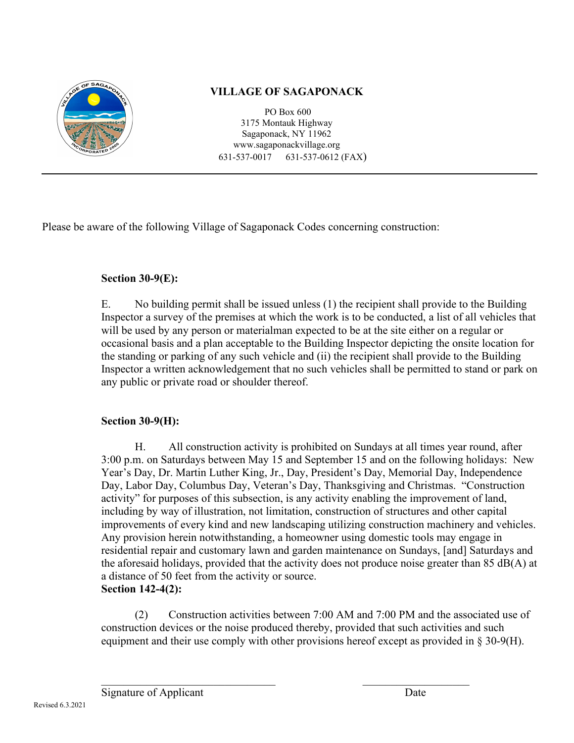# VILLAGE OF SAGAPONACK

PO Box 600
3175 Montauk Highway
Sagaponack, NY 11962
www.sagaponackvillage.org
631-537-0017 631-537-0612 (FAX)

---

Please be aware of the following Village of Sagaponack Codes concerning construction:

**Section 30-9(E):**

E. No building permit shall be issued unless (1) the recipient shall provide to the Building Inspector a survey of the premises at which the work is to be conducted, a list of all vehicles that will be used by any person or materialman expected to be at the site either on a regular or occasional basis and a plan acceptable to the Building Inspector depicting the onsite location for the standing or parking of any such vehicle and (ii) the recipient shall provide to the Building Inspector a written acknowledgement that no such vehicles shall be permitted to stand or park on any public or private road or shoulder thereof.

**Section 30-9(H):**

H. All construction activity is prohibited on Sundays at all times year round, after 3:00 p.m. on Saturdays between May 15 and September 15 and on the following holidays: New Year's Day, Dr. Martin Luther King, Jr., Day, President's Day, Memorial Day, Independence Day, Labor Day, Columbus Day, Veteran's Day, Thanksgiving and Christmas. "Construction activity" for purposes of this subsection, is any activity enabling the improvement of land, including by way of illustration, not limitation, construction of structures and other capital improvements of every kind and new landscaping utilizing construction machinery and vehicles. Any provision herein notwithstanding, a homeowner using domestic tools may engage in residential repair and customary lawn and garden maintenance on Sundays, [and] Saturdays and the aforesaid holidays, provided that the activity does not produce noise greater than 85 dB(A) at a distance of 50 feet from the activity or source.

**Section 142-4(2):**

(2) Construction activities between 7:00 AM and 7:00 PM and the associated use of construction devices or the noise produced thereby, provided that such activities and such equipment and their use comply with other provisions hereof except as provided in § 30-9(H).

\_\_\_\_\_\_\_\_\_\_\_\_\_\_\_\_\_\_\_\_\_\_\_\_\_\_\_\_\_\_ \_\_\_\_\_\_\_\_\_\_\_\_\_\_\_\_\_\_\_\_

Signature of Applicant Date

Revised 6.3.2021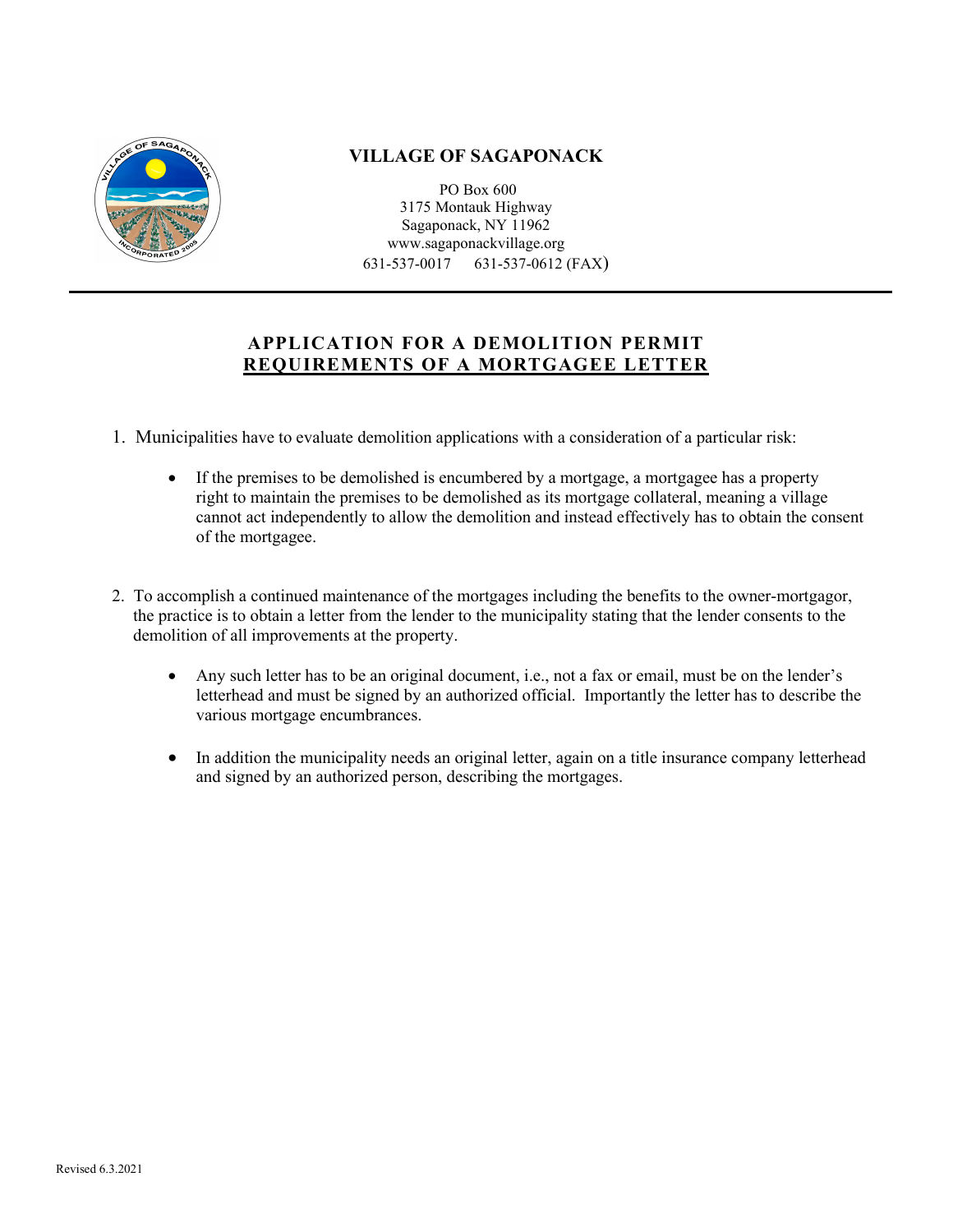**VILLAGE OF SAGAPONACK**

PO Box 600
3175 Montauk Highway
Sagaponack, NY 11962
www.sagaponackvillage.org
631-537-0017 631-537-0612 (FAX)

## APPLICATION FOR A DEMOLITION PERMIT
## REQUIREMENTS OF A MORTGAGEE LETTER

1. Municipalities have to evaluate demolition applications with a consideration of a particular risk:

   - If the premises to be demolished is encumbered by a mortgage, a mortgagee has a property right to maintain the premises to be demolished as its mortgage collateral, meaning a village cannot act independently to allow the demolition and instead effectively has to obtain the consent of the mortgagee.

2. To accomplish a continued maintenance of the mortgages including the benefits to the owner-mortgagor, the practice is to obtain a letter from the lender to the municipality stating that the lender consents to the demolition of all improvements at the property.

   - Any such letter has to be an original document, i.e., not a fax or email, must be on the lender's letterhead and must be signed by an authorized official. Importantly the letter has to describe the various mortgage encumbrances.

   - In addition the municipality needs an original letter, again on a title insurance company letterhead and signed by an authorized person, describing the mortgages.

Revised 6.3.2021